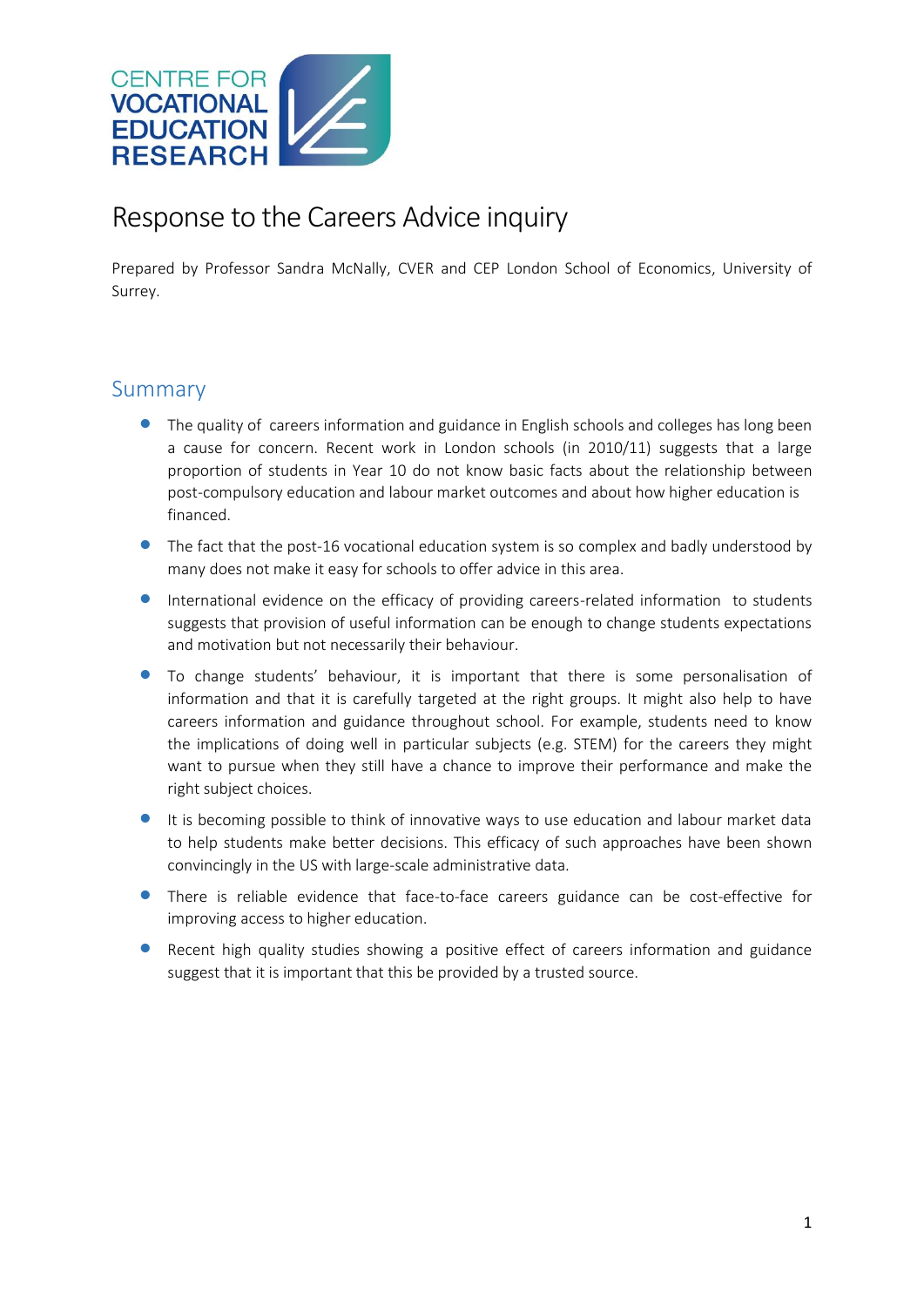# Response to the Careers Advice inquiry

Prepared by Professor Sandra McNally, CVER and CEP London School of Economics, University of Surrey.

## Summary

- The quality of careers information and guidance in English schools and colleges has long been a cause for concern. Recent work in London schools (in 2010/11) suggests that a large proportion of students in Year 10 do not know basic facts about the relationship between post-compulsory education and labour market outcomes and about how higher education is financed.
- The fact that the post-16 vocational education system is so complex and badly understood by many does not make it easy for schools to offer advice in this area.
- International evidence on the efficacy of providing careers-related information to students suggests that provision of useful information can be enough to change students expectations and motivation but not necessarily their behaviour.
- To change students' behaviour, it is important that there is some personalisation of information and that it is carefully targeted at the right groups. It might also help to have careers information and guidance throughout school. For example, students need to know the implications of doing well in particular subjects (e.g. STEM) for the careers they might want to pursue when they still have a chance to improve their performance and make the right subject choices.
- It is becoming possible to think of innovative ways to use education and labour market data to help students make better decisions. This efficacy of such approaches have been shown convincingly in the US with large-scale administrative data.
- There is reliable evidence that face-to-face careers guidance can be cost-effective for improving access to higher education.
- Recent high quality studies showing a positive effect of careers information and guidance suggest that it is important that this be provided by a trusted source.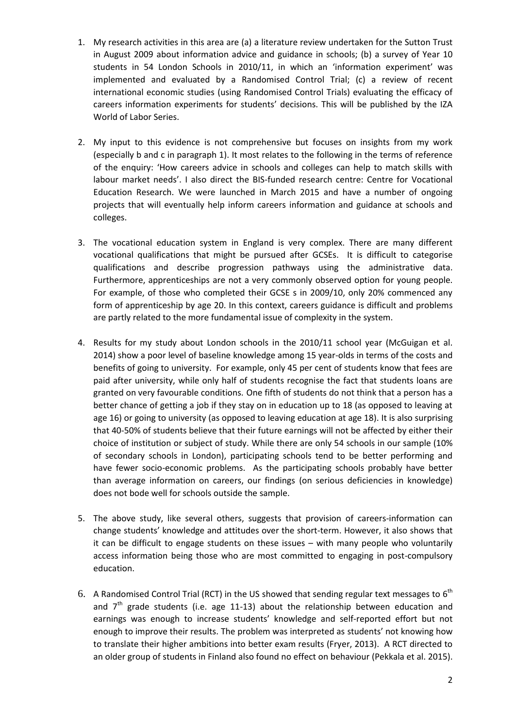1. My research activities in this area are (a) a literature review undertaken for the Sutton Trust in August 2009 about information advice and guidance in schools; (b) a survey of Year 10 students in 54 London Schools in 2010/11, in which an 'information experiment' was implemented and evaluated by a Randomised Control Trial; (c) a review of recent international economic studies (using Randomised Control Trials) evaluating the efficacy of careers information experiments for students' decisions. This will be published by the IZA World of Labor Series.

2. My input to this evidence is not comprehensive but focuses on insights from my work (especially b and c in paragraph 1). It most relates to the following in the terms of reference of the enquiry: 'How careers advice in schools and colleges can help to match skills with labour market needs'. I also direct the BIS-funded research centre: Centre for Vocational Education Research. We were launched in March 2015 and have a number of ongoing projects that will eventually help inform careers information and guidance at schools and colleges.

3. The vocational education system in England is very complex. There are many different vocational qualifications that might be pursued after GCSEs. It is difficult to categorise qualifications and describe progression pathways using the administrative data. Furthermore, apprenticeships are not a very commonly observed option for young people. For example, of those who completed their GCSE s in 2009/10, only 20% commenced any form of apprenticeship by age 20. In this context, careers guidance is difficult and problems are partly related to the more fundamental issue of complexity in the system.

4. Results for my study about London schools in the 2010/11 school year (McGuigan et al. 2014) show a poor level of baseline knowledge among 15 year-olds in terms of the costs and benefits of going to university. For example, only 45 per cent of students know that fees are paid after university, while only half of students recognise the fact that students loans are granted on very favourable conditions. One fifth of students do not think that a person has a better chance of getting a job if they stay on in education up to 18 (as opposed to leaving at age 16) or going to university (as opposed to leaving education at age 18). It is also surprising that 40-50% of students believe that their future earnings will not be affected by either their choice of institution or subject of study. While there are only 54 schools in our sample (10% of secondary schools in London), participating schools tend to be better performing and have fewer socio-economic problems. As the participating schools probably have better than average information on careers, our findings (on serious deficiencies in knowledge) does not bode well for schools outside the sample.

5. The above study, like several others, suggests that provision of careers-information can change students' knowledge and attitudes over the short-term. However, it also shows that it can be difficult to engage students on these issues – with many people who voluntarily access information being those who are most committed to engaging in post-compulsory education.

6. A Randomised Control Trial (RCT) in the US showed that sending regular text messages to 6th and 7th grade students (i.e. age 11-13) about the relationship between education and earnings was enough to increase students' knowledge and self-reported effort but not enough to improve their results. The problem was interpreted as students' not knowing how to translate their higher ambitions into better exam results (Fryer, 2013). A RCT directed to an older group of students in Finland also found no effect on behaviour (Pekkala et al. 2015).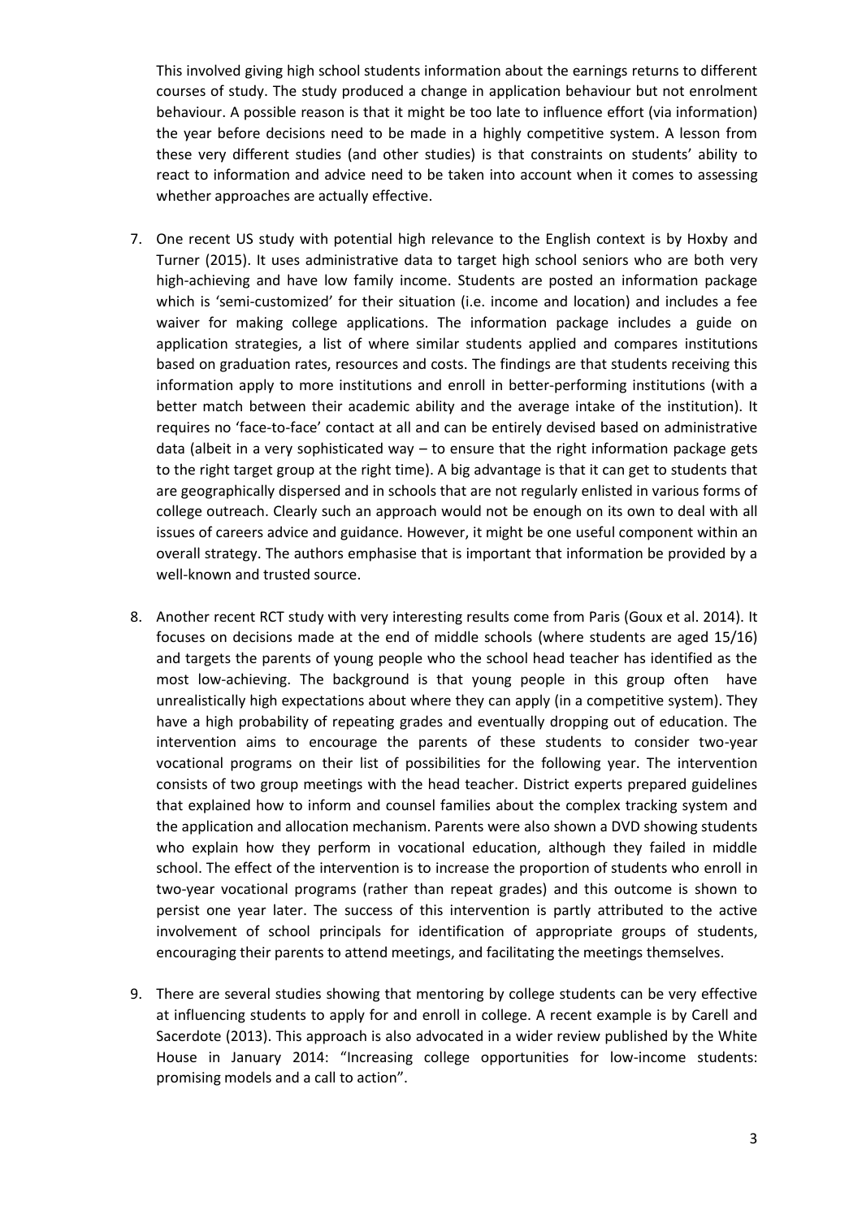This involved giving high school students information about the earnings returns to different courses of study. The study produced a change in application behaviour but not enrolment behaviour. A possible reason is that it might be too late to influence effort (via information) the year before decisions need to be made in a highly competitive system. A lesson from these very different studies (and other studies) is that constraints on students' ability to react to information and advice need to be taken into account when it comes to assessing whether approaches are actually effective.

7. One recent US study with potential high relevance to the English context is by Hoxby and Turner (2015). It uses administrative data to target high school seniors who are both very high-achieving and have low family income. Students are posted an information package which is 'semi-customized' for their situation (i.e. income and location) and includes a fee waiver for making college applications. The information package includes a guide on application strategies, a list of where similar students applied and compares institutions based on graduation rates, resources and costs. The findings are that students receiving this information apply to more institutions and enroll in better-performing institutions (with a better match between their academic ability and the average intake of the institution). It requires no 'face-to-face' contact at all and can be entirely devised based on administrative data (albeit in a very sophisticated way – to ensure that the right information package gets to the right target group at the right time). A big advantage is that it can get to students that are geographically dispersed and in schools that are not regularly enlisted in various forms of college outreach. Clearly such an approach would not be enough on its own to deal with all issues of careers advice and guidance. However, it might be one useful component within an overall strategy. The authors emphasise that is important that information be provided by a well-known and trusted source.

8. Another recent RCT study with very interesting results come from Paris (Goux et al. 2014). It focuses on decisions made at the end of middle schools (where students are aged 15/16) and targets the parents of young people who the school head teacher has identified as the most low-achieving. The background is that young people in this group often have unrealistically high expectations about where they can apply (in a competitive system). They have a high probability of repeating grades and eventually dropping out of education. The intervention aims to encourage the parents of these students to consider two-year vocational programs on their list of possibilities for the following year. The intervention consists of two group meetings with the head teacher. District experts prepared guidelines that explained how to inform and counsel families about the complex tracking system and the application and allocation mechanism. Parents were also shown a DVD showing students who explain how they perform in vocational education, although they failed in middle school. The effect of the intervention is to increase the proportion of students who enroll in two-year vocational programs (rather than repeat grades) and this outcome is shown to persist one year later. The success of this intervention is partly attributed to the active involvement of school principals for identification of appropriate groups of students, encouraging their parents to attend meetings, and facilitating the meetings themselves.

9. There are several studies showing that mentoring by college students can be very effective at influencing students to apply for and enroll in college. A recent example is by Carell and Sacerdote (2013). This approach is also advocated in a wider review published by the White House in January 2014: "Increasing college opportunities for low-income students: promising models and a call to action".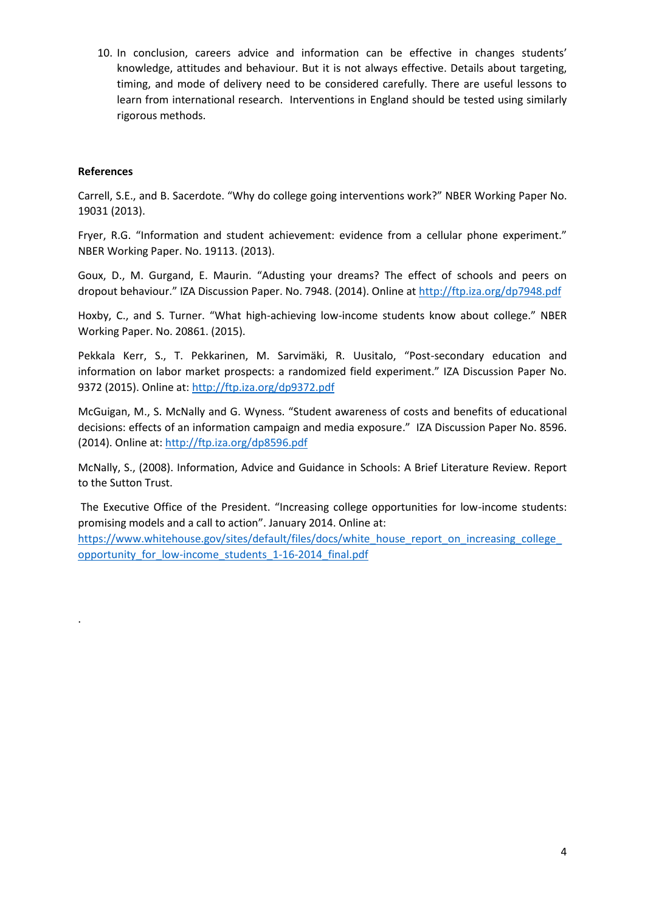10. In conclusion, careers advice and information can be effective in changes students' knowledge, attitudes and behaviour. But it is not always effective. Details about targeting, timing, and mode of delivery need to be considered carefully. There are useful lessons to learn from international research. Interventions in England should be tested using similarly rigorous methods.

**References**

Carrell, S.E., and B. Sacerdote. "Why do college going interventions work?" NBER Working Paper No. 19031 (2013).

Fryer, R.G. "Information and student achievement: evidence from a cellular phone experiment." NBER Working Paper. No. 19113. (2013).

Goux, D., M. Gurgand, E. Maurin. "Adusting your dreams? The effect of schools and peers on dropout behaviour." IZA Discussion Paper. No. 7948. (2014). Online at http://ftp.iza.org/dp7948.pdf

Hoxby, C., and S. Turner. "What high-achieving low-income students know about college." NBER Working Paper. No. 20861. (2015).

Pekkala Kerr, S., T. Pekkarinen, M. Sarvimäki, R. Uusitalo, "Post-secondary education and information on labor market prospects: a randomized field experiment." IZA Discussion Paper No. 9372 (2015). Online at: http://ftp.iza.org/dp9372.pdf

McGuigan, M., S. McNally and G. Wyness. "Student awareness of costs and benefits of educational decisions: effects of an information campaign and media exposure." IZA Discussion Paper No. 8596. (2014). Online at: http://ftp.iza.org/dp8596.pdf

McNally, S., (2008). Information, Advice and Guidance in Schools: A Brief Literature Review. Report to the Sutton Trust.

The Executive Office of the President. "Increasing college opportunities for low-income students: promising models and a call to action". January 2014. Online at: https://www.whitehouse.gov/sites/default/files/docs/white_house_report_on_increasing_college_opportunity_for_low-income_students_1-16-2014_final.pdf

.